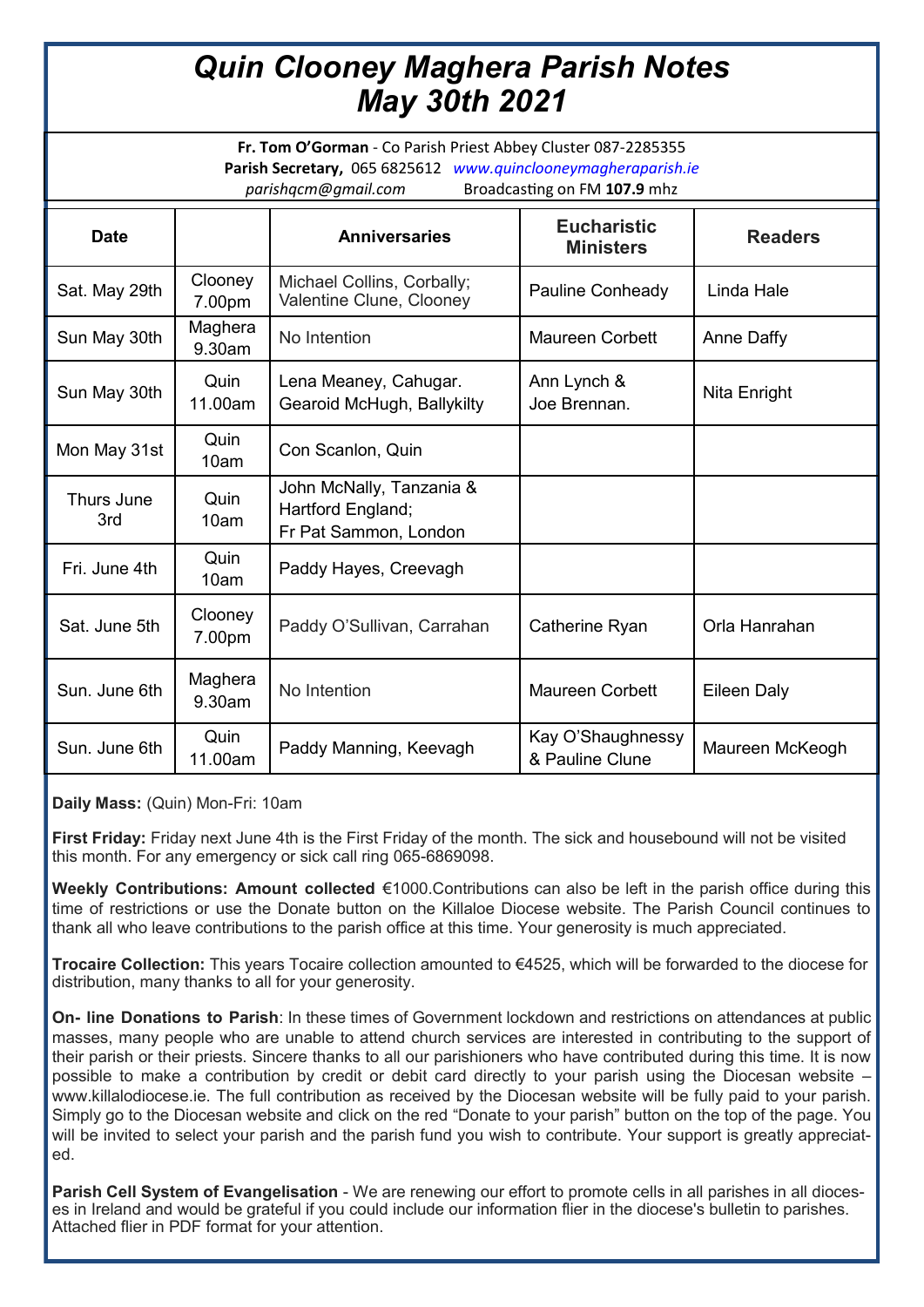# *Quin Clooney Maghera Parish Notes*
# *May 30th 2021*

**Fr. Tom O'Gorman** - Co Parish Priest Abbey Cluster 087-2285355
**Parish Secretary,** 065 6825612 *www.quinclooneymagheraparish.ie*
*parishqcm@gmail.com* Broadcasting on FM **107.9** mhz

| Date | | Anniversaries | Eucharistic Ministers | Readers |
|---|---|---|---|---|
| Sat. May 29th | Clooney 7.00pm | Michael Collins, Corbally; Valentine Clune, Clooney | Pauline Conheady | Linda Hale |
| Sun May 30th | Maghera 9.30am | No Intention | Maureen Corbett | Anne Daffy |
| Sun May 30th | Quin 11.00am | Lena Meaney, Cahugar. Gearoid McHugh, Ballykilty | Ann Lynch & Joe Brennan. | Nita Enright |
| Mon May 31st | Quin 10am | Con Scanlon, Quin | | |
| Thurs June 3rd | Quin 10am | John McNally, Tanzania & Hartford England; Fr Pat Sammon, London | | |
| Fri. June 4th | Quin 10am | Paddy Hayes, Creevagh | | |
| Sat. June 5th | Clooney 7.00pm | Paddy O'Sullivan, Carrahan | Catherine Ryan | Orla Hanrahan |
| Sun. June 6th | Maghera 9.30am | No Intention | Maureen Corbett | Eileen Daly |
| Sun. June 6th | Quin 11.00am | Paddy Manning, Keevagh | Kay O'Shaughnessy & Pauline Clune | Maureen McKeogh |

**Daily Mass:** (Quin) Mon-Fri: 10am

**First Friday:** Friday next June 4th is the First Friday of the month. The sick and housebound will not be visited this month. For any emergency or sick call ring 065-6869098.

**Weekly Contributions: Amount collected** €1000.Contributions can also be left in the parish office during this time of restrictions or use the Donate button on the Killaloe Diocese website. The Parish Council continues to thank all who leave contributions to the parish office at this time. Your generosity is much appreciated.

**Trocaire Collection:** This years Tocaire collection amounted to €4525, which will be forwarded to the diocese for distribution, many thanks to all for your generosity.

**On- line Donations to Parish**: In these times of Government lockdown and restrictions on attendances at public masses, many people who are unable to attend church services are interested in contributing to the support of their parish or their priests. Sincere thanks to all our parishioners who have contributed during this time. It is now possible to make a contribution by credit or debit card directly to your parish using the Diocesan website – www.killalodiocese.ie. The full contribution as received by the Diocesan website will be fully paid to your parish. Simply go to the Diocesan website and click on the red "Donate to your parish" button on the top of the page. You will be invited to select your parish and the parish fund you wish to contribute. Your support is greatly appreciated.

**Parish Cell System of Evangelisation** - We are renewing our effort to promote cells in all parishes in all dioceses in Ireland and would be grateful if you could include our information flier in the diocese's bulletin to parishes. Attached flier in PDF format for your attention.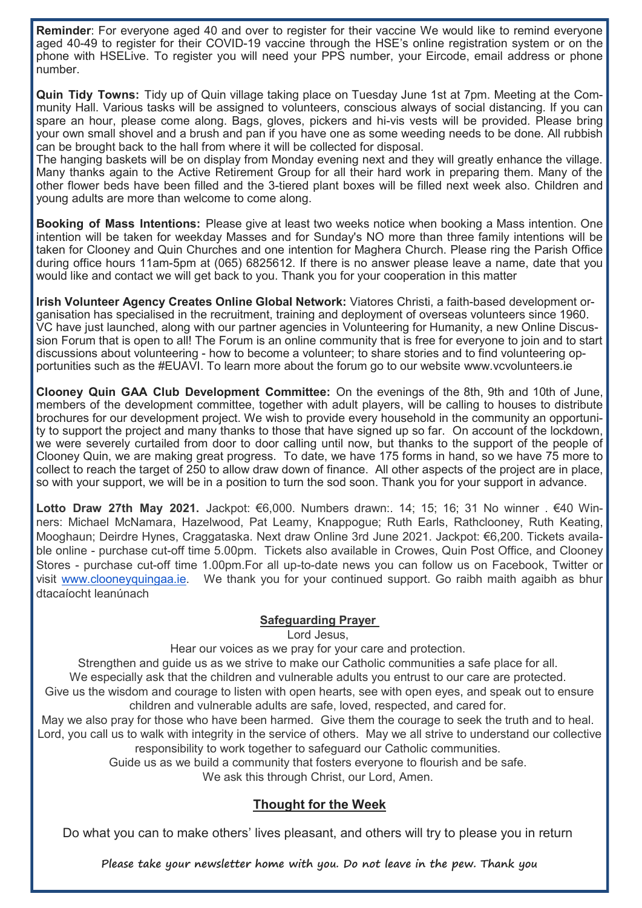**Reminder**: For everyone aged 40 and over to register for their vaccine We would like to remind everyone aged 40-49 to register for their COVID-19 vaccine through the HSE's online registration system or on the phone with HSELive. To register you will need your PPS number, your Eircode, email address or phone number.

**Quin Tidy Towns:** Tidy up of Quin village taking place on Tuesday June 1st at 7pm. Meeting at the Community Hall. Various tasks will be assigned to volunteers, conscious always of social distancing. If you can spare an hour, please come along. Bags, gloves, pickers and hi-vis vests will be provided. Please bring your own small shovel and a brush and pan if you have one as some weeding needs to be done. All rubbish can be brought back to the hall from where it will be collected for disposal.
The hanging baskets will be on display from Monday evening next and they will greatly enhance the village. Many thanks again to the Active Retirement Group for all their hard work in preparing them. Many of the other flower beds have been filled and the 3-tiered plant boxes will be filled next week also. Children and young adults are more than welcome to come along.

**Booking of Mass Intentions:** Please give at least two weeks notice when booking a Mass intention. One intention will be taken for weekday Masses and for Sunday's NO more than three family intentions will be taken for Clooney and Quin Churches and one intention for Maghera Church. Please ring the Parish Office during office hours 11am-5pm at (065) 6825612. If there is no answer please leave a name, date that you would like and contact we will get back to you. Thank you for your cooperation in this matter

**Irish Volunteer Agency Creates Online Global Network:** Viatores Christi, a faith-based development organisation has specialised in the recruitment, training and deployment of overseas volunteers since 1960. VC have just launched, along with our partner agencies in Volunteering for Humanity, a new Online Discussion Forum that is open to all! The Forum is an online community that is free for everyone to join and to start discussions about volunteering - how to become a volunteer; to share stories and to find volunteering opportunities such as the #EUAVI. To learn more about the forum go to our website www.vcvolunteers.ie

**Clooney Quin GAA Club Development Committee:** On the evenings of the 8th, 9th and 10th of June, members of the development committee, together with adult players, will be calling to houses to distribute brochures for our development project. We wish to provide every household in the community an opportunity to support the project and many thanks to those that have signed up so far. On account of the lockdown, we were severely curtailed from door to door calling until now, but thanks to the support of the people of Clooney Quin, we are making great progress. To date, we have 175 forms in hand, so we have 75 more to collect to reach the target of 250 to allow draw down of finance. All other aspects of the project are in place, so with your support, we will be in a position to turn the sod soon. Thank you for your support in advance.

**Lotto Draw 27th May 2021.** Jackpot: €6,000. Numbers drawn:. 14; 15; 16; 31 No winner . €40 Winners: Michael McNamara, Hazelwood, Pat Leamy, Knappogue; Ruth Earls, Rathclooney, Ruth Keating, Mooghaun; Deirdre Hynes, Craggataska. Next draw Online 3rd June 2021. Jackpot: €6,200. Tickets available online - purchase cut-off time 5.00pm. Tickets also available in Crowes, Quin Post Office, and Clooney Stores - purchase cut-off time 1.00pm.For all up-to-date news you can follow us on Facebook, Twitter or visit www.clooneyquingaa.ie. We thank you for your continued support. Go raibh maith agaibh as bhur dtacaíocht leanúnach

## Safeguarding Prayer

Lord Jesus,
Hear our voices as we pray for your care and protection.
Strengthen and guide us as we strive to make our Catholic communities a safe place for all.
We especially ask that the children and vulnerable adults you entrust to our care are protected.
Give us the wisdom and courage to listen with open hearts, see with open eyes, and speak out to ensure children and vulnerable adults are safe, loved, respected, and cared for.
May we also pray for those who have been harmed. Give them the courage to seek the truth and to heal.
Lord, you call us to walk with integrity in the service of others. May we all strive to understand our collective responsibility to work together to safeguard our Catholic communities.
Guide us as we build a community that fosters everyone to flourish and be safe.
We ask this through Christ, our Lord, Amen.

## Thought for the Week

Do what you can to make others' lives pleasant, and others will try to please you in return

**Please take your newsletter home with you. Do not leave in the pew. Thank you**